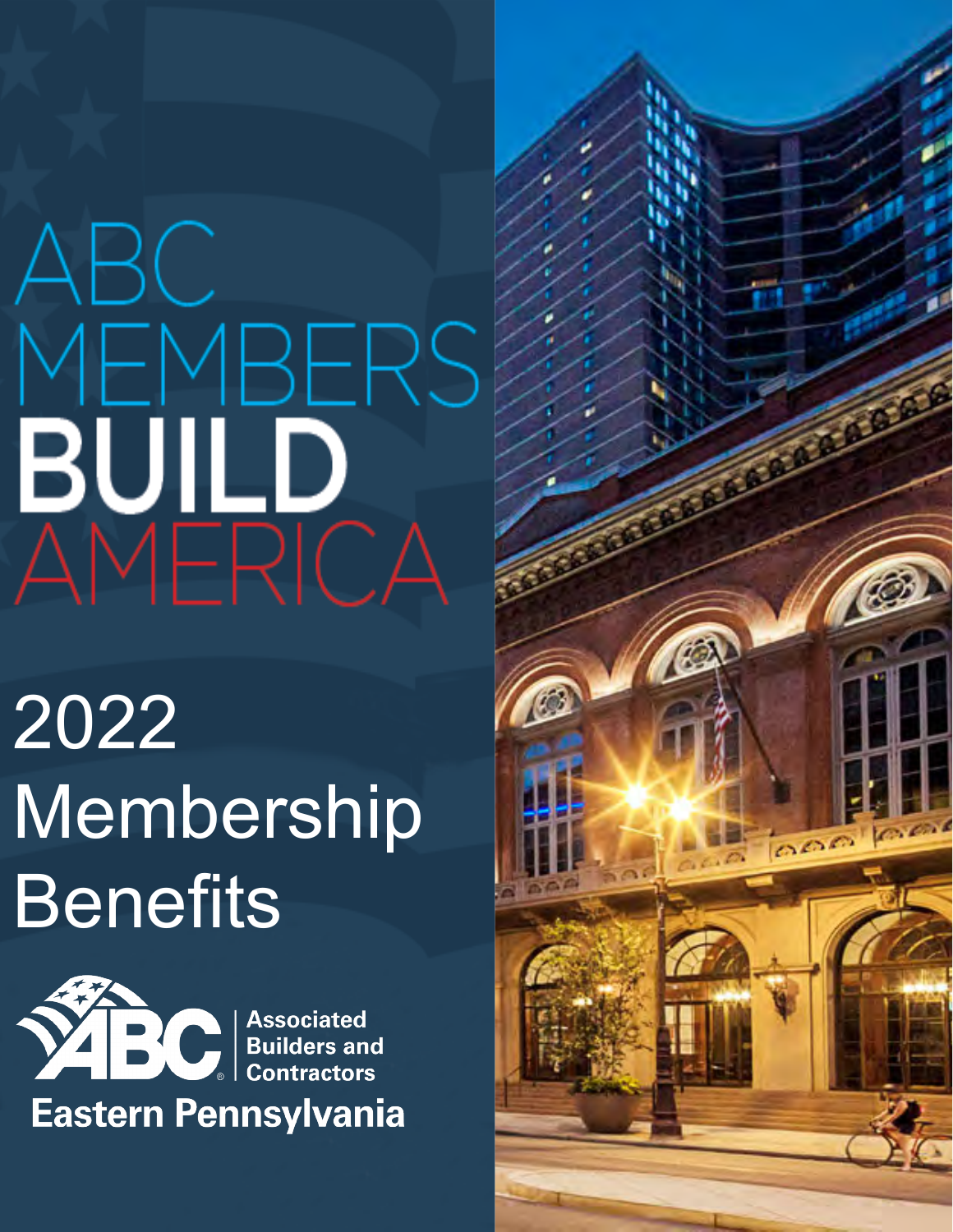# ABC MEMBERS BUILD AMERICA

# 2022 Membership Benefits

Associated Builders and Contractors

Eastern Pennsylvania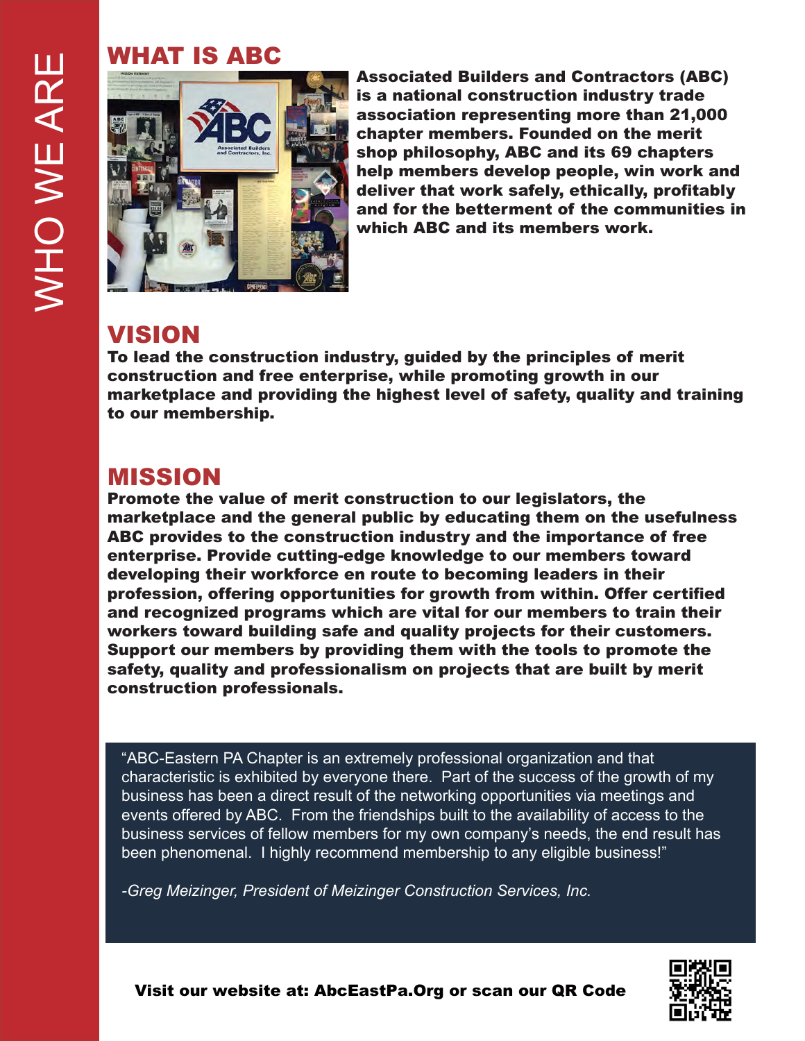# WHO WE ARE

## WHAT IS ABC

**Associated Builders and Contractors (ABC) is a national construction industry trade association representing more than 21,000 chapter members. Founded on the merit shop philosophy, ABC and its 69 chapters help members develop people, win work and deliver that work safely, ethically, profitably and for the betterment of the communities in which ABC and its members work.**

## VISION

**To lead the construction industry, guided by the principles of merit construction and free enterprise, while promoting growth in our marketplace and providing the highest level of safety, quality and training to our membership.**

## MISSION

**Promote the value of merit construction to our legislators, the marketplace and the general public by educating them on the usefulness ABC provides to the construction industry and the importance of free enterprise. Provide cutting-edge knowledge to our members toward developing their workforce en route to becoming leaders in their profession, offering opportunities for growth from within. Offer certified and recognized programs which are vital for our members to train their workers toward building safe and quality projects for their customers. Support our members by providing them with the tools to promote the safety, quality and professionalism on projects that are built by merit construction professionals.**

"ABC-Eastern PA Chapter is an extremely professional organization and that characteristic is exhibited by everyone there. Part of the success of the growth of my business has been a direct result of the networking opportunities via meetings and events offered by ABC. From the friendships built to the availability of access to the business services of fellow members for my own company's needs, the end result has been phenomenal. I highly recommend membership to any eligible business!"

*-Greg Meizinger, President of Meizinger Construction Services, Inc.*

**Visit our website at: AbcEastPa.Org or scan our QR Code**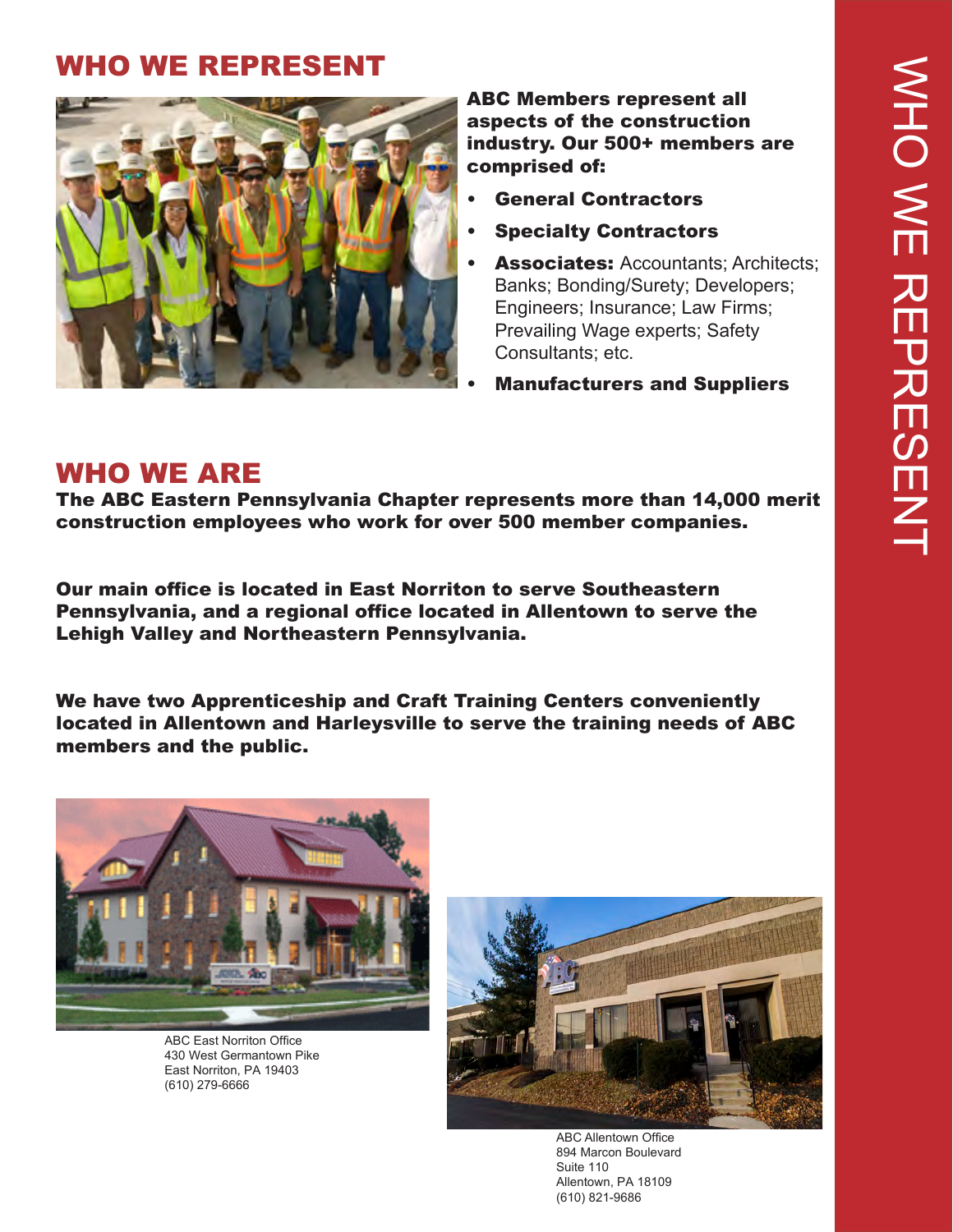# WHO WE REPRESENT

**ABC Members represent all aspects of the construction industry. Our 500+ members are comprised of:**

- **General Contractors**
- **Specialty Contractors**
- **Associates:** Accountants; Architects; Banks; Bonding/Surety; Developers; Engineers; Insurance; Law Firms; Prevailing Wage experts; Safety Consultants; etc.
- **Manufacturers and Suppliers**

# WHO WE ARE

**The ABC Eastern Pennsylvania Chapter represents more than 14,000 merit construction employees who work for over 500 member companies.**

**Our main office is located in East Norriton to serve Southeastern Pennsylvania, and a regional office located in Allentown to serve the Lehigh Valley and Northeastern Pennsylvania.**

**We have two Apprenticeship and Craft Training Centers conveniently located in Allentown and Harleysville to serve the training needs of ABC members and the public.**

ABC East Norriton Office
430 West Germantown Pike
East Norriton, PA 19403
(610) 279-6666

ABC Allentown Office
894 Marcon Boulevard
Suite 110
Allentown, PA 18109
(610) 821-9686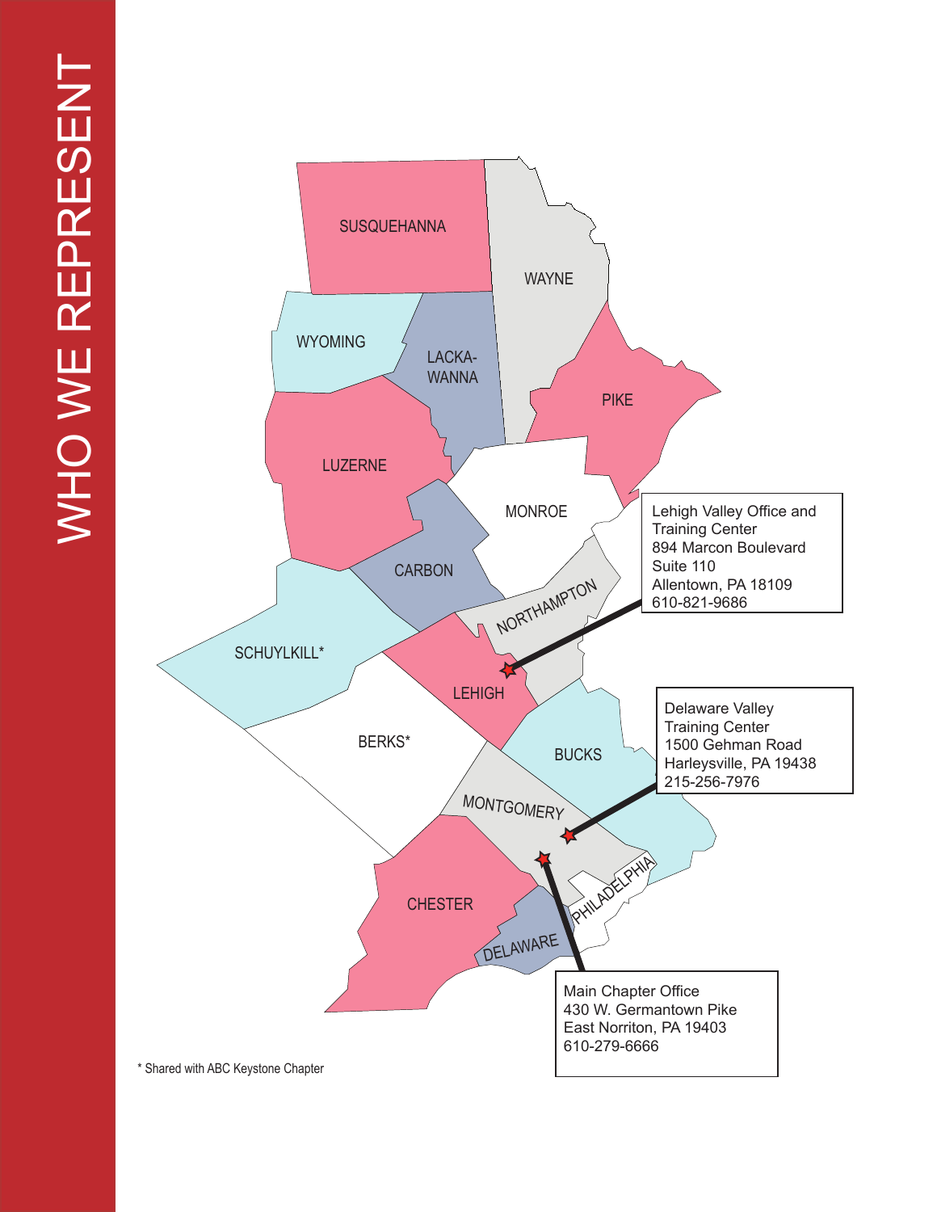# WHO WE REPRESENT

SUSQUEHANNA

WAYNE

WYOMING

LACKA-WANNA

PIKE

LUZERNE

MONROE

CARBON

NORTHAMPTON

SCHUYLKILL*

LEHIGH

BERKS*

BUCKS

MONTGOMERY

CHESTER

PHILADELPHIA

DELAWARE

Lehigh Valley Office and Training Center
894 Marcon Boulevard
Suite 110
Allentown, PA 18109
610-821-9686

Delaware Valley Training Center
1500 Gehman Road
Harleysville, PA 19438
215-256-7976

Main Chapter Office
430 W. Germantown Pike
East Norriton, PA 19403
610-279-6666

* Shared with ABC Keystone Chapter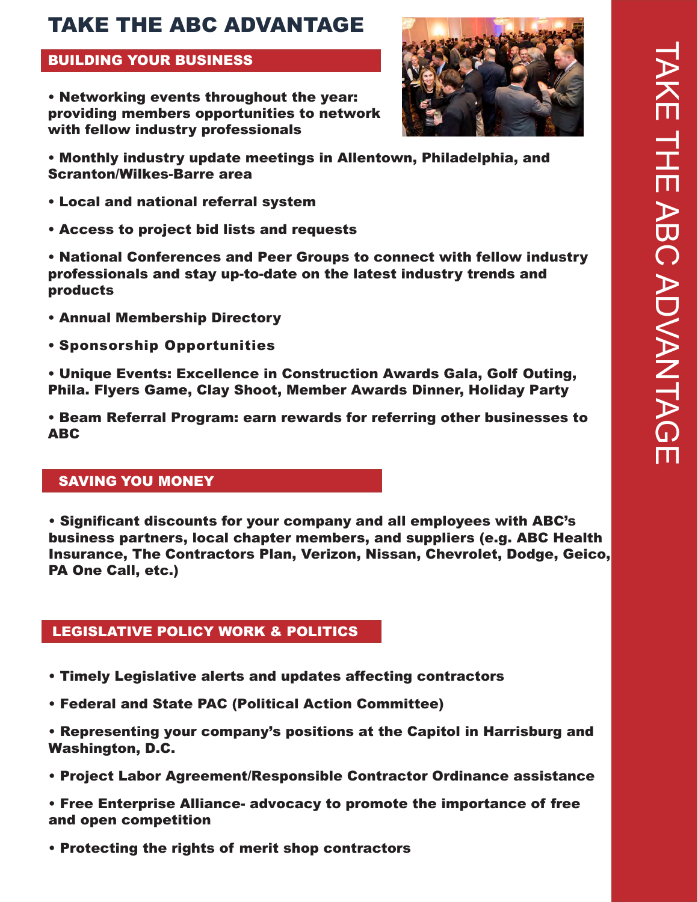# TAKE THE ABC ADVANTAGE

## BUILDING YOUR BUSINESS

- **Networking events throughout the year: providing members opportunities to network with fellow industry professionals**
- **Monthly industry update meetings in Allentown, Philadelphia, and Scranton/Wilkes-Barre area**
- **Local and national referral system**
- **Access to project bid lists and requests**
- **National Conferences and Peer Groups to connect with fellow industry professionals and stay up-to-date on the latest industry trends and products**
- **Annual Membership Directory**
- **Sponsorship Opportunities**
- **Unique Events: Excellence in Construction Awards Gala, Golf Outing, Phila. Flyers Game, Clay Shoot, Member Awards Dinner, Holiday Party**
- **Beam Referral Program: earn rewards for referring other businesses to ABC**

## SAVING YOU MONEY

- **Significant discounts for your company and all employees with ABC's business partners, local chapter members, and suppliers (e.g. ABC Health Insurance, The Contractors Plan, Verizon, Nissan, Chevrolet, Dodge, Geico, PA One Call, etc.)**

## LEGISLATIVE POLICY WORK & POLITICS

- **Timely Legislative alerts and updates affecting contractors**
- **Federal and State PAC (Political Action Committee)**
- **Representing your company's positions at the Capitol in Harrisburg and Washington, D.C.**
- **Project Labor Agreement/Responsible Contractor Ordinance assistance**
- **Free Enterprise Alliance- advocacy to promote the importance of free and open competition**
- **Protecting the rights of merit shop contractors**

TAKE THE ABC ADVANTAGE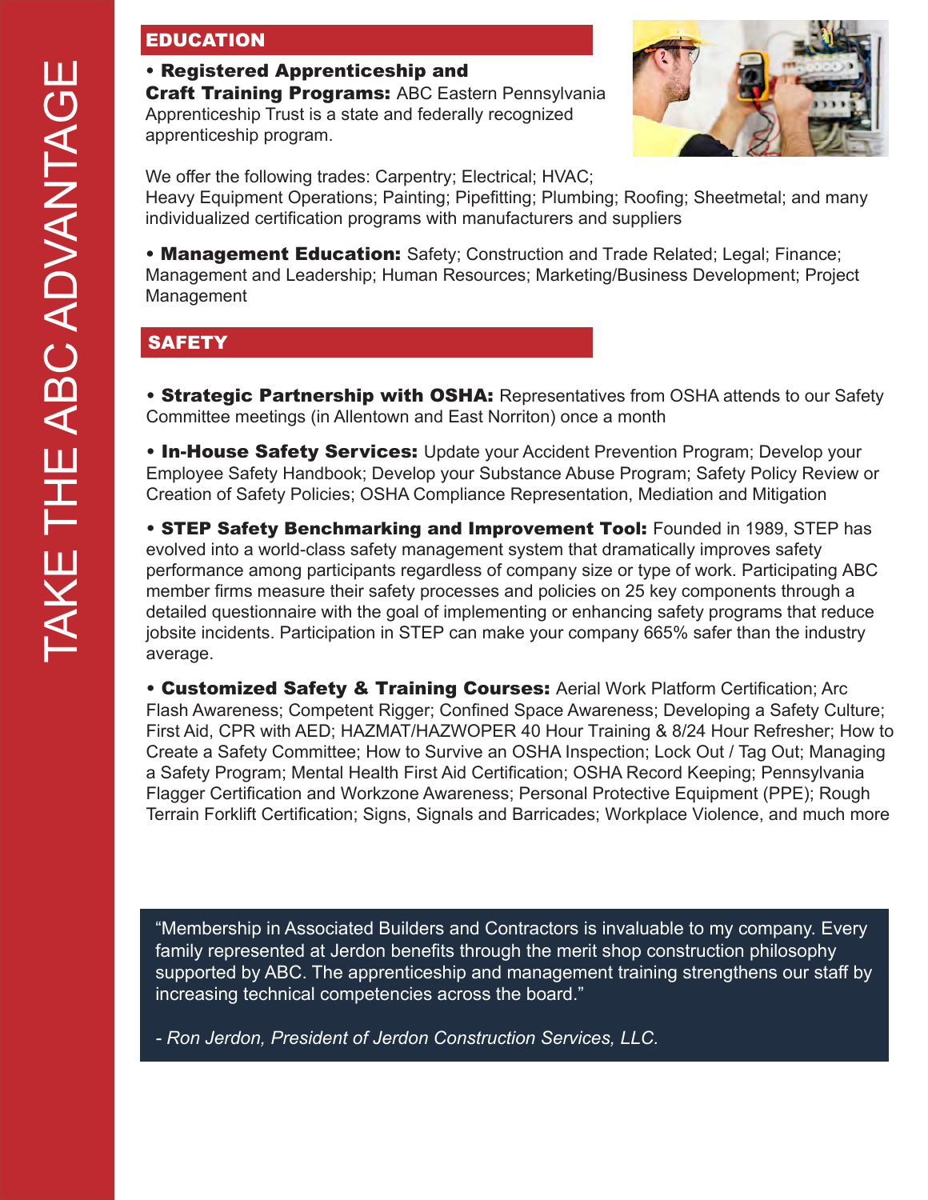TAKE THE ABC ADVANTAGE

## EDUCATION

- **Registered Apprenticeship and Craft Training Programs:** ABC Eastern Pennsylvania Apprenticeship Trust is a state and federally recognized apprenticeship program.

We offer the following trades: Carpentry; Electrical; HVAC; Heavy Equipment Operations; Painting; Pipefitting; Plumbing; Roofing; Sheetmetal; and many individualized certification programs with manufacturers and suppliers

- **Management Education:** Safety; Construction and Trade Related; Legal; Finance; Management and Leadership; Human Resources; Marketing/Business Development; Project Management

## SAFETY

- **Strategic Partnership with OSHA:** Representatives from OSHA attends to our Safety Committee meetings (in Allentown and East Norriton) once a month

- **In-House Safety Services:** Update your Accident Prevention Program; Develop your Employee Safety Handbook; Develop your Substance Abuse Program; Safety Policy Review or Creation of Safety Policies; OSHA Compliance Representation, Mediation and Mitigation

- **STEP Safety Benchmarking and Improvement Tool:** Founded in 1989, STEP has evolved into a world-class safety management system that dramatically improves safety performance among participants regardless of company size or type of work. Participating ABC member firms measure their safety processes and policies on 25 key components through a detailed questionnaire with the goal of implementing or enhancing safety programs that reduce jobsite incidents. Participation in STEP can make your company 665% safer than the industry average.

- **Customized Safety & Training Courses:** Aerial Work Platform Certification; Arc Flash Awareness; Competent Rigger; Confined Space Awareness; Developing a Safety Culture; First Aid, CPR with AED; HAZMAT/HAZWOPER 40 Hour Training & 8/24 Hour Refresher; How to Create a Safety Committee; How to Survive an OSHA Inspection; Lock Out / Tag Out; Managing a Safety Program; Mental Health First Aid Certification; OSHA Record Keeping; Pennsylvania Flagger Certification and Workzone Awareness; Personal Protective Equipment (PPE); Rough Terrain Forklift Certification; Signs, Signals and Barricades; Workplace Violence, and much more

> "Membership in Associated Builders and Contractors is invaluable to my company. Every family represented at Jerdon benefits through the merit shop construction philosophy supported by ABC. The apprenticeship and management training strengthens our staff by increasing technical competencies across the board."
>
> *- Ron Jerdon, President of Jerdon Construction Services, LLC.*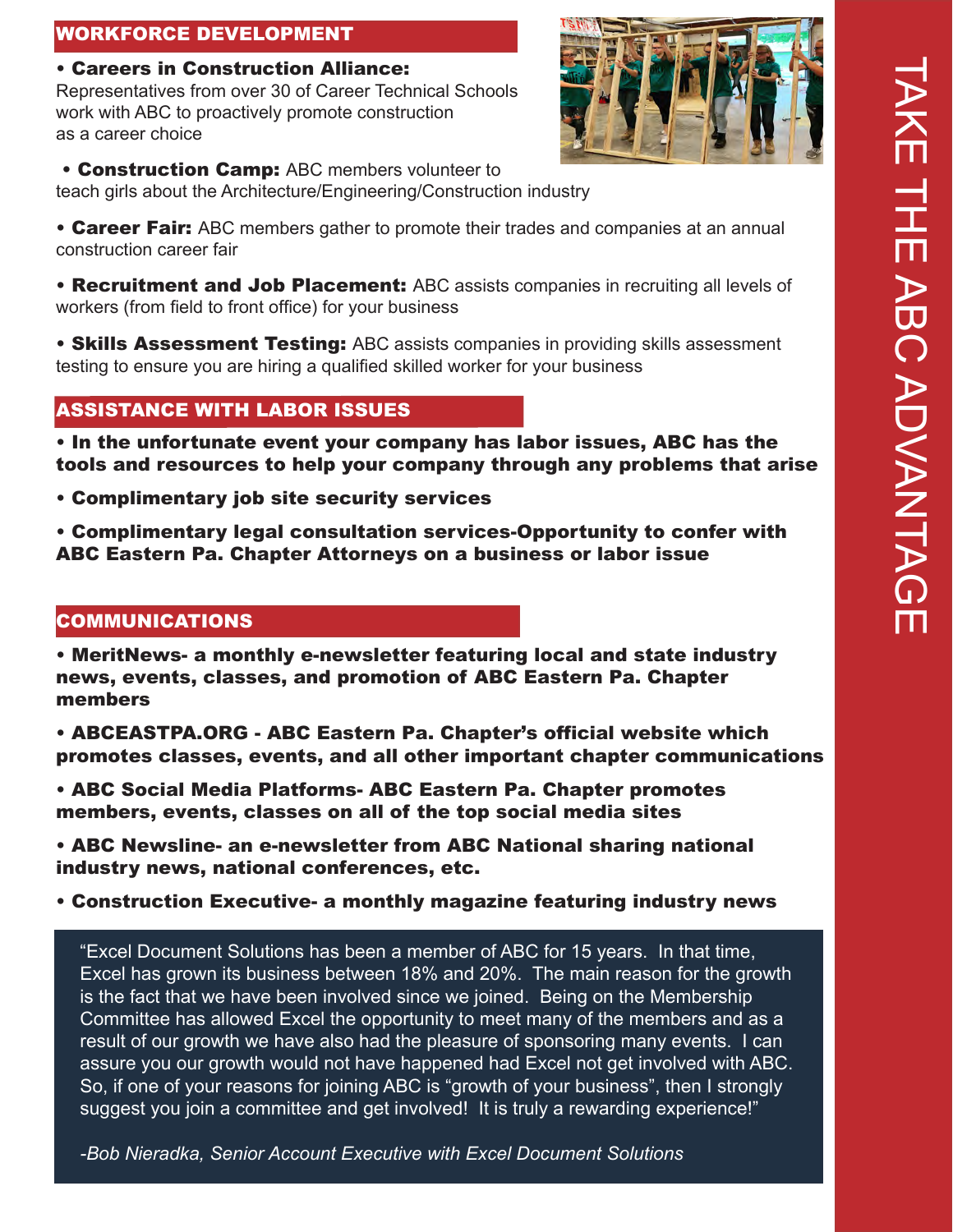## WORKFORCE DEVELOPMENT

- **Careers in Construction Alliance:** Representatives from over 30 of Career Technical Schools work with ABC to proactively promote construction as a career choice
- **Construction Camp:** ABC members volunteer to teach girls about the Architecture/Engineering/Construction industry
- **Career Fair:** ABC members gather to promote their trades and companies at an annual construction career fair
- **Recruitment and Job Placement:** ABC assists companies in recruiting all levels of workers (from field to front office) for your business
- **Skills Assessment Testing:** ABC assists companies in providing skills assessment testing to ensure you are hiring a qualified skilled worker for your business

## ASSISTANCE WITH LABOR ISSUES

- **In the unfortunate event your company has labor issues, ABC has the tools and resources to help your company through any problems that arise**
- **Complimentary job site security services**
- **Complimentary legal consultation services-Opportunity to confer with ABC Eastern Pa. Chapter Attorneys on a business or labor issue**

## COMMUNICATIONS

- **MeritNews- a monthly e-newsletter featuring local and state industry news, events, classes, and promotion of ABC Eastern Pa. Chapter members**
- **ABCEASTPA.ORG - ABC Eastern Pa. Chapter's official website which promotes classes, events, and all other important chapter communications**
- **ABC Social Media Platforms- ABC Eastern Pa. Chapter promotes members, events, classes on all of the top social media sites**
- **ABC Newsline- an e-newsletter from ABC National sharing national industry news, national conferences, etc.**
- **Construction Executive- a monthly magazine featuring industry news**

"Excel Document Solutions has been a member of ABC for 15 years. In that time, Excel has grown its business between 18% and 20%. The main reason for the growth is the fact that we have been involved since we joined. Being on the Membership Committee has allowed Excel the opportunity to meet many of the members and as a result of our growth we have also had the pleasure of sponsoring many events. I can assure you our growth would not have happened had Excel not get involved with ABC. So, if one of your reasons for joining ABC is "growth of your business", then I strongly suggest you join a committee and get involved! It is truly a rewarding experience!"

*-Bob Nieradka, Senior Account Executive with Excel Document Solutions*

TAKE THE ABC ADVANTAGE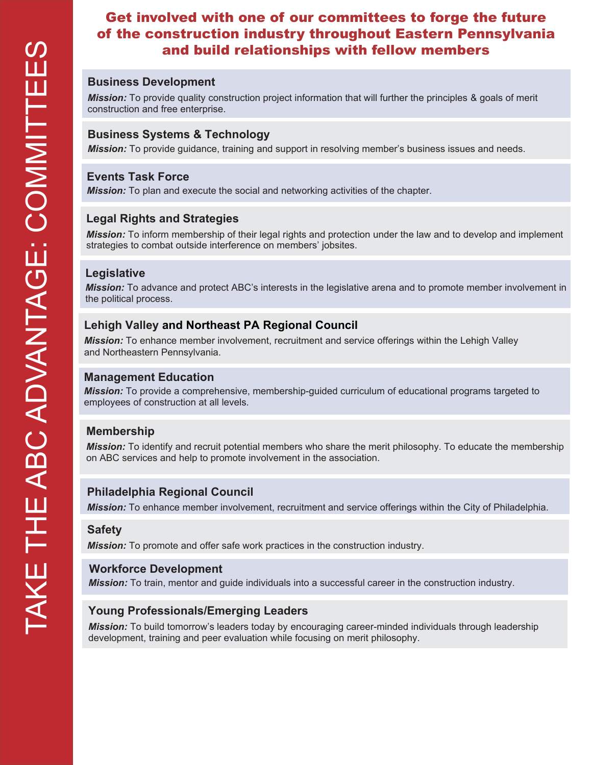# TAKE THE ABC ADVANTAGE: COMMITTEES

## Get involved with one of our committees to forge the future of the construction industry throughout Eastern Pennsylvania and build relationships with fellow members

### Business Development

***Mission:*** To provide quality construction project information that will further the principles & goals of merit construction and free enterprise.

### Business Systems & Technology

***Mission:*** To provide guidance, training and support in resolving member's business issues and needs.

### Events Task Force

***Mission:*** To plan and execute the social and networking activities of the chapter.

### Legal Rights and Strategies

***Mission:*** To inform membership of their legal rights and protection under the law and to develop and implement strategies to combat outside interference on members' jobsites.

### Legislative

***Mission:*** To advance and protect ABC's interests in the legislative arena and to promote member involvement in the political process.

### Lehigh Valley and Northeast PA Regional Council

***Mission:*** To enhance member involvement, recruitment and service offerings within the Lehigh Valley and Northeastern Pennsylvania.

### Management Education

***Mission:*** To provide a comprehensive, membership-guided curriculum of educational programs targeted to employees of construction at all levels.

### Membership

***Mission:*** To identify and recruit potential members who share the merit philosophy. To educate the membership on ABC services and help to promote involvement in the association.

### Philadelphia Regional Council

***Mission:*** To enhance member involvement, recruitment and service offerings within the City of Philadelphia.

### Safety

***Mission:*** To promote and offer safe work practices in the construction industry.

### Workforce Development

***Mission:*** To train, mentor and guide individuals into a successful career in the construction industry.

### Young Professionals/Emerging Leaders

***Mission:*** To build tomorrow's leaders today by encouraging career-minded individuals through leadership development, training and peer evaluation while focusing on merit philosophy.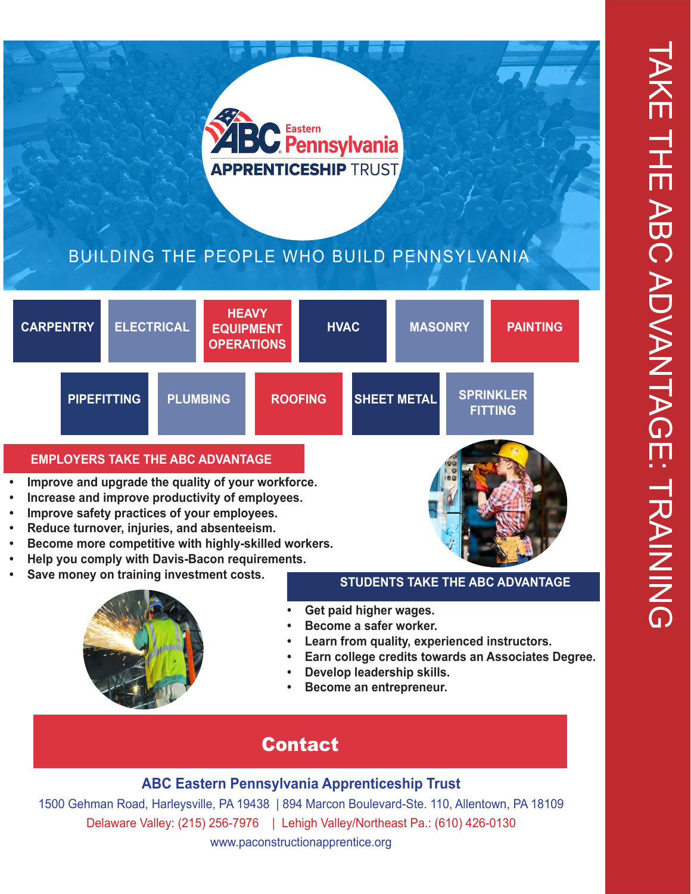# ABC Eastern Pennsylvania APPRENTICESHIP TRUST

BUILDING THE PEOPLE WHO BUILD PENNSYLVANIA

CARPENTRY | ELECTRICAL | HEAVY EQUIPMENT OPERATIONS | HVAC | MASONRY | PAINTING

PIPEFITTING | PLUMBING | ROOFING | SHEET METAL | SPRINKLER FITTING

## EMPLOYERS TAKE THE ABC ADVANTAGE

- **Improve and upgrade the quality of your workforce.**
- **Increase and improve productivity of employees.**
- **Improve safety practices of your employees.**
- **Reduce turnover, injuries, and absenteeism.**
- **Become more competitive with highly-skilled workers.**
- **Help you comply with Davis-Bacon requirements.**
- **Save money on training investment costs.**

## STUDENTS TAKE THE ABC ADVANTAGE

- **Get paid higher wages.**
- **Become a safer worker.**
- **Learn from quality, experienced instructors.**
- **Earn college credits towards an Associates Degree.**
- **Develop leadership skills.**
- **Become an entrepreneur.**

## Contact

### ABC Eastern Pennsylvania Apprenticeship Trust

1500 Gehman Road, Harleysville, PA 19438 | 894 Marcon Boulevard-Ste. 110, Allentown, PA 18109

Delaware Valley: (215) 256-7976 | Lehigh Valley/Northeast Pa.: (610) 426-0130

www.paconstructionapprentice.org

TAKE THE ABC ADVANTAGE: TRAINING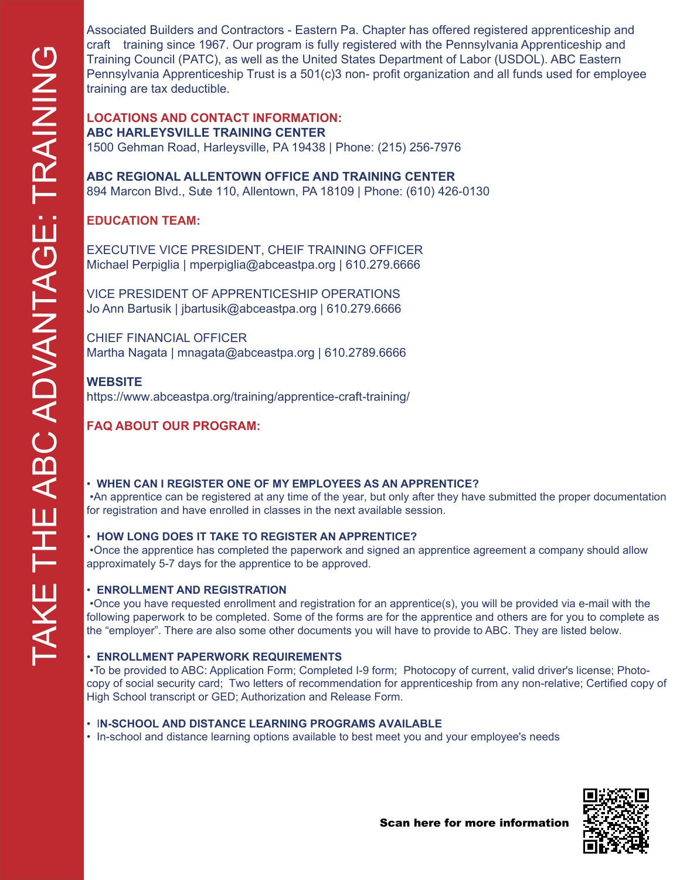# TAKE THE ABC ADVANTAGE: TRAINING

Associated Builders and Contractors - Eastern Pa. Chapter has offered registered apprenticeship and craft training since 1967. Our program is fully registered with the Pennsylvania Apprenticeship and Training Council (PATC), as well as the United States Department of Labor (USDOL). ABC Eastern Pennsylvania Apprenticeship Trust is a 501(c)3 non- profit organization and all funds used for employee training are tax deductible.

## LOCATIONS AND CONTACT INFORMATION:

**ABC HARLEYSVILLE TRAINING CENTER**
1500 Gehman Road, Harleysville, PA 19438 | Phone: (215) 256-7976

**ABC REGIONAL ALLENTOWN OFFICE AND TRAINING CENTER**
894 Marcon Blvd., Sute 110, Allentown, PA 18109 | Phone: (610) 426-0130

## EDUCATION TEAM:

EXECUTIVE VICE PRESIDENT, CHEIF TRAINING OFFICER
Michael Perpiglia | mperpiglia@abceastpa.org | 610.279.6666

VICE PRESIDENT OF APPRENTICESHIP OPERATIONS
Jo Ann Bartusik | jbartusik@abceastpa.org | 610.279.6666

CHIEF FINANCIAL OFFICER
Martha Nagata | mnagata@abceastpa.org | 610.2789.6666

**WEBSITE**
https://www.abceastpa.org/training/apprentice-craft-training/

## FAQ ABOUT OUR PROGRAM:

- **WHEN CAN I REGISTER ONE OF MY EMPLOYEES AS AN APPRENTICE?**
  •An apprentice can be registered at any time of the year, but only after they have submitted the proper documentation for registration and have enrolled in classes in the next available session.

- **HOW LONG DOES IT TAKE TO REGISTER AN APPRENTICE?**
  •Once the apprentice has completed the paperwork and signed an apprentice agreement a company should allow approximately 5-7 days for the apprentice to be approved.

- **ENROLLMENT AND REGISTRATION**
  •Once you have requested enrollment and registration for an apprentice(s), you will be provided via e-mail with the following paperwork to be completed. Some of the forms are for the apprentice and others are for you to complete as the "employer". There are also some other documents you will have to provide to ABC. They are listed below.

- **ENROLLMENT PAPERWORK REQUIREMENTS**
  •To be provided to ABC: Application Form; Completed I-9 form; Photocopy of current, valid driver's license; Photo-copy of social security card; Two letters of recommendation for apprenticeship from any non-relative; Certified copy of High School transcript or GED; Authorization and Release Form.

- **IN-SCHOOL AND DISTANCE LEARNING PROGRAMS AVAILABLE**
- In-school and distance learning options available to best meet you and your employee's needs

**Scan here for more information**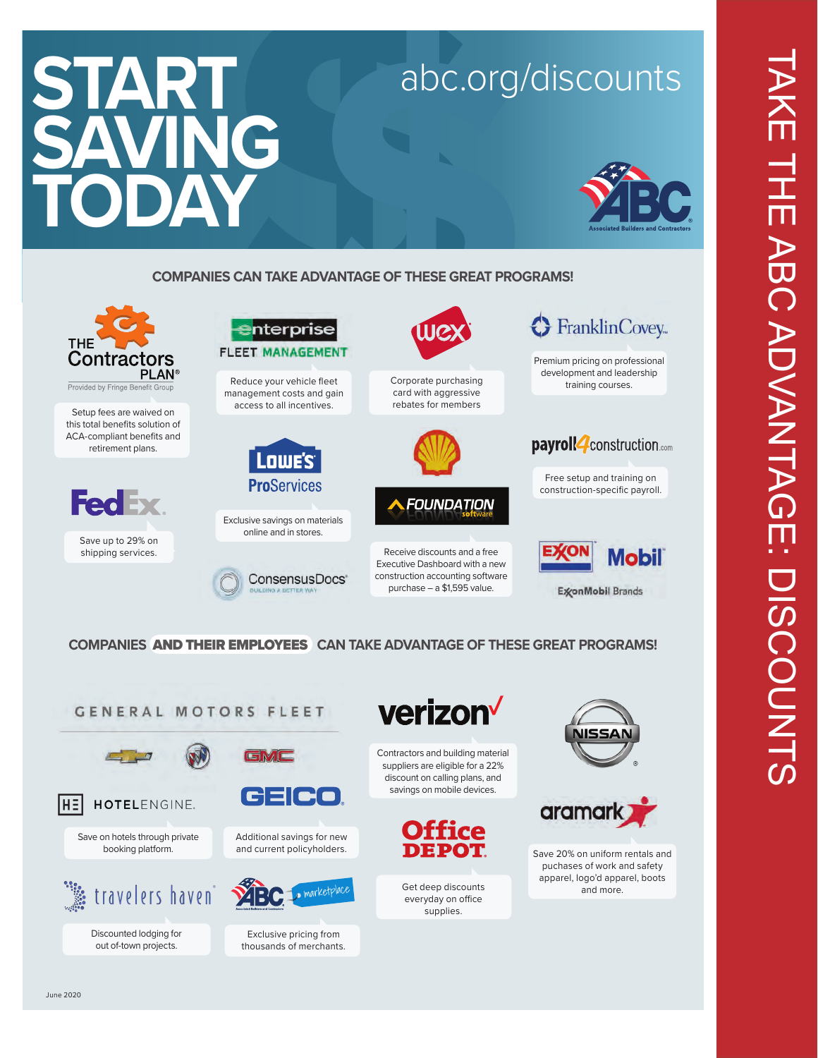# START SAVING TODAY

abc.org/discounts

TAKE THE ABC ADVANTAGE: DISCOUNTS

## COMPANIES CAN TAKE ADVANTAGE OF THESE GREAT PROGRAMS!

**The Contractors Plan** (Provided by Fringe Benefit Group)
Setup fees are waived on this total benefits solution of ACA-compliant benefits and retirement plans.

**Enterprise Fleet Management**
Reduce your vehicle fleet management costs and gain access to all incentives.

**WEX**
Corporate purchasing card with aggressive rebates for members

**FranklinCovey**
Premium pricing on professional development and leadership training courses.

**FedEx**
Save up to 29% on shipping services.

**Lowe's ProServices**
Exclusive savings on materials online and in stores.

**Shell**

**Foundation Software**
Receive discounts and a free Executive Dashboard with a new construction accounting software purchase – a $1,595 value.

**payroll4construction.com**
Free setup and training on construction-specific payroll.

**ConsensusDocs**

**ExxonMobil Brands** (Exxon, Mobil)

## COMPANIES AND THEIR EMPLOYEES CAN TAKE ADVANTAGE OF THESE GREAT PROGRAMS!

**General Motors Fleet** (Chevrolet, Buick, GMC)

**Verizon**
Contractors and building material suppliers are eligible for a 22% discount on calling plans, and savings on mobile devices.

**Nissan**

**HotelEngine**
Save on hotels through private booking platform.

**GEICO**
Additional savings for new and current policyholders.

**Office Depot**
Get deep discounts everyday on office supplies.

**Aramark**
Save 20% on uniform rentals and puchases of work and safety apparel, logo'd apparel, boots and more.

**Travelers Haven**
Discounted lodging for out of-town projects.

**ABC Marketplace**
Exclusive pricing from thousands of merchants.

June 2020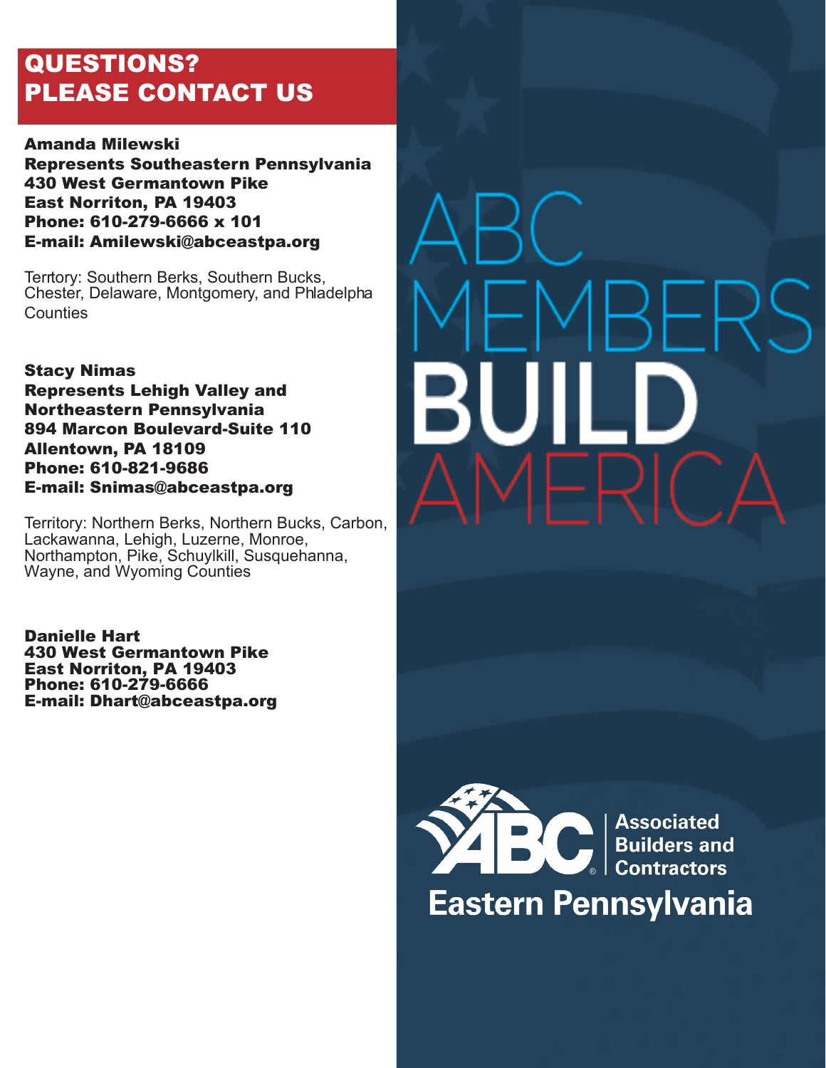## QUESTIONS? PLEASE CONTACT US

**Amanda Milewski**
**Represents Southeastern Pennsylvania**
**430 West Germantown Pike**
**East Norriton, PA 19403**
**Phone: 610-279-6666 x 101**
**E-mail: Amilewski@abceastpa.org**

Terrtory: Southern Berks, Southern Bucks, Chester, Delaware, Montgomery, and Phladelpha Counties

**Stacy Nimas**
**Represents Lehigh Valley and Northeastern Pennsylvania**
**894 Marcon Boulevard-Suite 110**
**Allentown, PA 18109**
**Phone: 610-821-9686**
**E-mail: Snimas@abceastpa.org**

Territory: Northern Berks, Northern Bucks, Carbon, Lackawanna, Lehigh, Luzerne, Monroe, Northampton, Pike, Schuylkill, Susquehanna, Wayne, and Wyoming Counties

**Danielle Hart**
**430 West Germantown Pike**
**East Norriton, PA 19403**
**Phone: 610-279-6666**
**E-mail: Dhart@abceastpa.org**

ABC MEMBERS BUILD AMERICA

ABC Associated Builders and Contractors
Eastern Pennsylvania